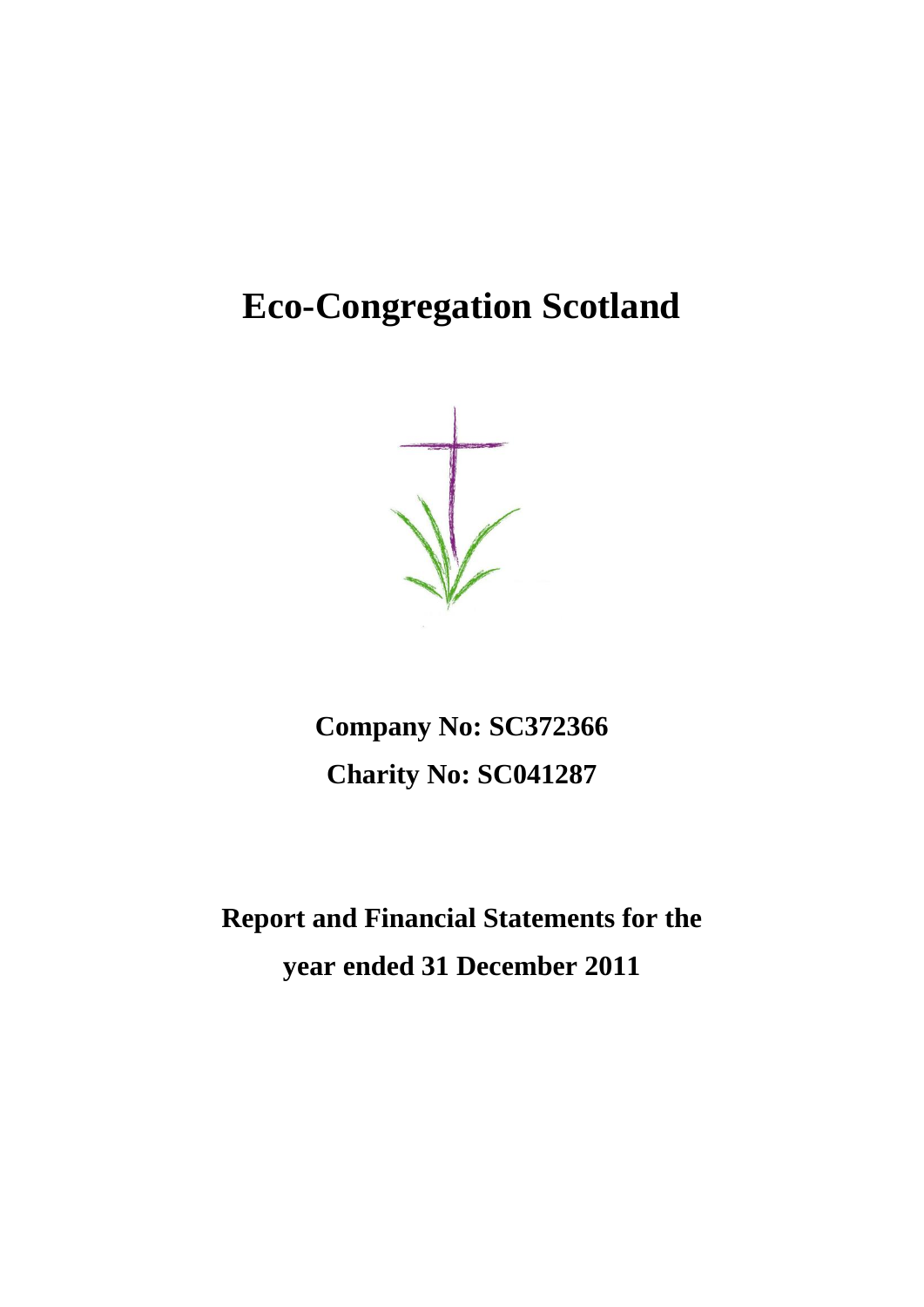# Eco-Congregation Scotland

**Company No: SC372366**

**Charity No: SC041287**

**Report and Financial Statements for the year ended 31 December 2011**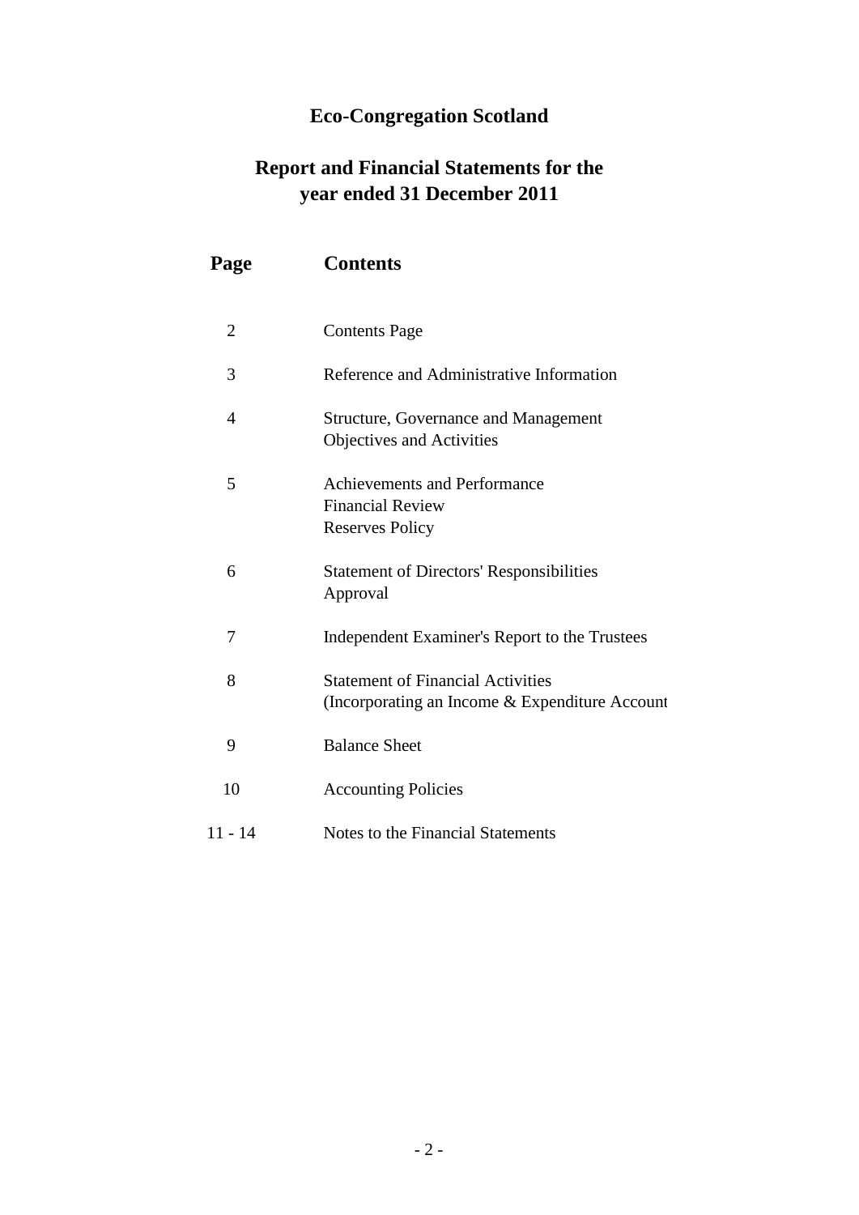# Eco-Congregation Scotland

## Report and Financial Statements for the year ended 31 December 2011

| Page | Contents |
|---|---|
| 2 | Contents Page |
| 3 | Reference and Administrative Information |
| 4 | Structure, Governance and Management<br>Objectives and Activities |
| 5 | Achievements and Performance<br>Financial Review<br>Reserves Policy |
| 6 | Statement of Directors' Responsibilities<br>Approval |
| 7 | Independent Examiner's Report to the Trustees |
| 8 | Statement of Financial Activities<br>(Incorporating an Income & Expenditure Account |
| 9 | Balance Sheet |
| 10 | Accounting Policies |
| 11 - 14 | Notes to the Financial Statements |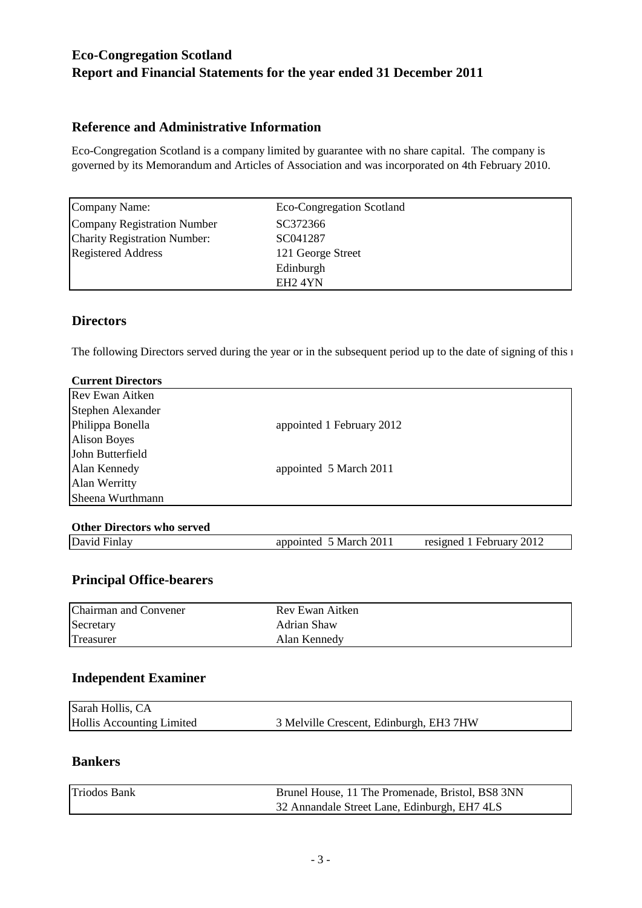# Eco-Congregation Scotland
# Report and Financial Statements for the year ended 31 December 2011

## Reference and Administrative Information

Eco-Congregation Scotland is a company limited by guarantee with no share capital. The company is governed by its Memorandum and Articles of Association and was incorporated on 4th February 2010.

| | |
|---|---|
| Company Name: | Eco-Congregation Scotland |
| Company Registration Number | SC372366 |
| Charity Registration Number: | SC041287 |
| Registered Address | 121 George Street |
| | Edinburgh |
| | EH2 4YN |

## Directors

The following Directors served during the year or in the subsequent period up to the date of signing of this r

**Current Directors**

| | |
|---|---|
| Rev Ewan Aitken | |
| Stephen Alexander | |
| Philippa Bonella | appointed 1 February 2012 |
| Alison Boyes | |
| John Butterfield | |
| Alan Kennedy | appointed 5 March 2011 |
| Alan Werritty | |
| Sheena Wurthmann | |

**Other Directors who served**

| | | |
|---|---|---|
| David Finlay | appointed 5 March 2011 | resigned 1 February 2012 |

## Principal Office-bearers

| | |
|---|---|
| Chairman and Convener | Rev Ewan Aitken |
| Secretary | Adrian Shaw |
| Treasurer | Alan Kennedy |

## Independent Examiner

| | |
|---|---|
| Sarah Hollis, CA | |
| Hollis Accounting Limited | 3 Melville Crescent, Edinburgh, EH3 7HW |

## Bankers

| | |
|---|---|
| Triodos Bank | Brunel House, 11 The Promenade, Bristol, BS8 3NN |
| | 32 Annandale Street Lane, Edinburgh, EH7 4LS |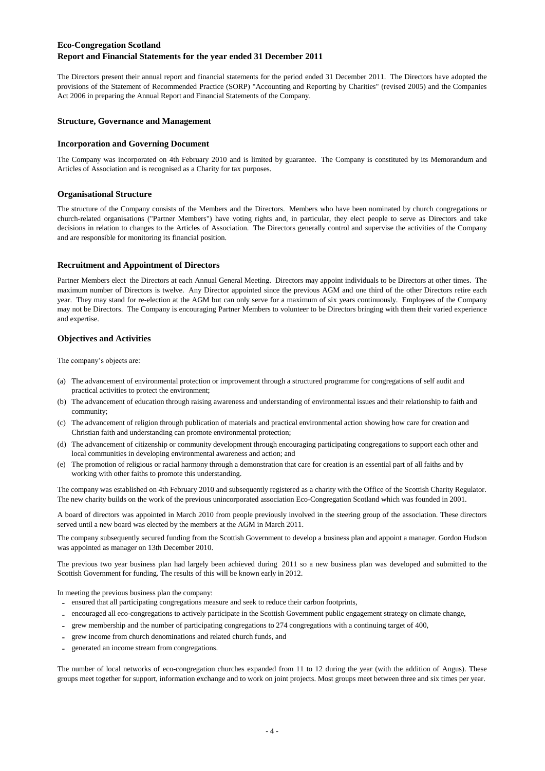**Eco-Congregation Scotland**
**Report and Financial Statements for the year ended 31 December 2011**

The Directors present their annual report and financial statements for the period ended 31 December 2011. The Directors have adopted the provisions of the Statement of Recommended Practice (SORP) "Accounting and Reporting by Charities" (revised 2005) and the Companies Act 2006 in preparing the Annual Report and Financial Statements of the Company.

## Structure, Governance and Management

### Incorporation and Governing Document

The Company was incorporated on 4th February 2010 and is limited by guarantee. The Company is constituted by its Memorandum and Articles of Association and is recognised as a Charity for tax purposes.

### Organisational Structure

The structure of the Company consists of the Members and the Directors. Members who have been nominated by church congregations or church-related organisations ("Partner Members") have voting rights and, in particular, they elect people to serve as Directors and take decisions in relation to changes to the Articles of Association. The Directors generally control and supervise the activities of the Company and are responsible for monitoring its financial position.

### Recruitment and Appointment of Directors

Partner Members elect the Directors at each Annual General Meeting. Directors may appoint individuals to be Directors at other times. The maximum number of Directors is twelve. Any Director appointed since the previous AGM and one third of the other Directors retire each year. They may stand for re-election at the AGM but can only serve for a maximum of six years continuously. Employees of the Company may not be Directors. The Company is encouraging Partner Members to volunteer to be Directors bringing with them their varied experience and expertise.

## Objectives and Activities

The company's objects are:

(a) The advancement of environmental protection or improvement through a structured programme for congregations of self audit and practical activities to protect the environment;
(b) The advancement of education through raising awareness and understanding of environmental issues and their relationship to faith and community;
(c) The advancement of religion through publication of materials and practical environmental action showing how care for creation and Christian faith and understanding can promote environmental protection;
(d) The advancement of citizenship or community development through encouraging participating congregations to support each other and local communities in developing environmental awareness and action; and
(e) The promotion of religious or racial harmony through a demonstration that care for creation is an essential part of all faiths and by working with other faiths to promote this understanding.

The company was established on 4th February 2010 and subsequently registered as a charity with the Office of the Scottish Charity Regulator. The new charity builds on the work of the previous unincorporated association Eco-Congregation Scotland which was founded in 2001.

A board of directors was appointed in March 2010 from people previously involved in the steering group of the association. These directors served until a new board was elected by the members at the AGM in March 2011.

The company subsequently secured funding from the Scottish Government to develop a business plan and appoint a manager. Gordon Hudson was appointed as manager on 13th December 2010.

The previous two year business plan had largely been achieved during 2011 so a new business plan was developed and submitted to the Scottish Government for funding. The results of this will be known early in 2012.

In meeting the previous business plan the company:

- ensured that all participating congregations measure and seek to reduce their carbon footprints,
- encouraged all eco-congregations to actively participate in the Scottish Government public engagement strategy on climate change,
- grew membership and the number of participating congregations to 274 congregations with a continuing target of 400,
- grew income from church denominations and related church funds, and
- generated an income stream from congregations.

The number of local networks of eco-congregation churches expanded from 11 to 12 during the year (with the addition of Angus). These groups meet together for support, information exchange and to work on joint projects. Most groups meet between three and six times per year.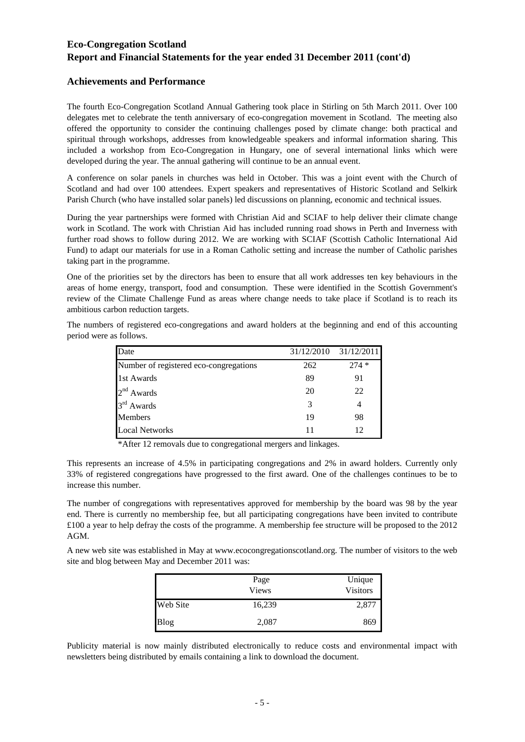## Achievements and Performance

The fourth Eco-Congregation Scotland Annual Gathering took place in Stirling on 5th March 2011. Over 100 delegates met to celebrate the tenth anniversary of eco-congregation movement in Scotland. The meeting also offered the opportunity to consider the continuing challenges posed by climate change: both practical and spiritual through workshops, addresses from knowledgeable speakers and informal information sharing. This included a workshop from Eco-Congregation in Hungary, one of several international links which were developed during the year. The annual gathering will continue to be an annual event.

A conference on solar panels in churches was held in October. This was a joint event with the Church of Scotland and had over 100 attendees. Expert speakers and representatives of Historic Scotland and Selkirk Parish Church (who have installed solar panels) led discussions on planning, economic and technical issues.

During the year partnerships were formed with Christian Aid and SCIAF to help deliver their climate change work in Scotland. The work with Christian Aid has included running road shows in Perth and Inverness with further road shows to follow during 2012. We are working with SCIAF (Scottish Catholic International Aid Fund) to adapt our materials for use in a Roman Catholic setting and increase the number of Catholic parishes taking part in the programme.

One of the priorities set by the directors has been to ensure that all work addresses ten key behaviours in the areas of home energy, transport, food and consumption. These were identified in the Scottish Government's review of the Climate Challenge Fund as areas where change needs to take place if Scotland is to reach its ambitious carbon reduction targets.

The numbers of registered eco-congregations and award holders at the beginning and end of this accounting period were as follows.

| Date | 31/12/2010 | 31/12/2011 |
|---|---|---|
| Number of registered eco-congregations | 262 | 274 * |
| 1st Awards | 89 | 91 |
| 2nd Awards | 20 | 22 |
| 3rd Awards | 3 | 4 |
| Members | 19 | 98 |
| Local Networks | 11 | 12 |

*After 12 removals due to congregational mergers and linkages.

This represents an increase of 4.5% in participating congregations and 2% in award holders. Currently only 33% of registered congregations have progressed to the first award. One of the challenges continues to be to increase this number.

The number of congregations with representatives approved for membership by the board was 98 by the year end. There is currently no membership fee, but all participating congregations have been invited to contribute £100 a year to help defray the costs of the programme. A membership fee structure will be proposed to the 2012 AGM.

A new web site was established in May at www.ecocongregationscotland.org. The number of visitors to the web site and blog between May and December 2011 was:

| | Page Views | Unique Visitors |
|---|---|---|
| Web Site | 16,239 | 2,877 |
| Blog | 2,087 | 869 |

Publicity material is now mainly distributed electronically to reduce costs and environmental impact with newsletters being distributed by emails containing a link to download the document.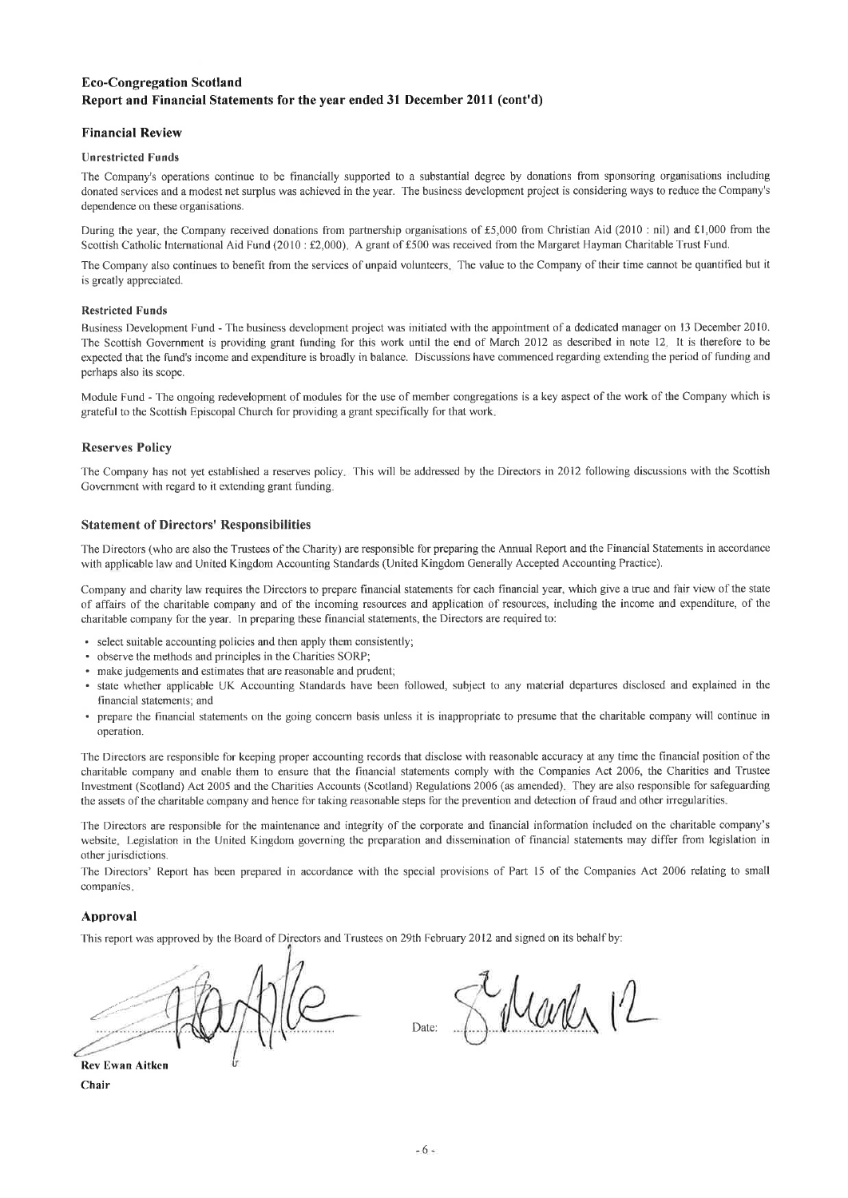**Eco-Congregation Scotland**
**Report and Financial Statements for the year ended 31 December 2011 (cont'd)**

## Financial Review

### Unrestricted Funds

The Company's operations continue to be financially supported to a substantial degree by donations from sponsoring organisations including donated services and a modest net surplus was achieved in the year. The business development project is considering ways to reduce the Company's dependence on these organisations.

During the year, the Company received donations from partnership organisations of £5,000 from Christian Aid (2010 : nil) and £1,000 from the Scottish Catholic International Aid Fund (2010 : £2,000). A grant of £500 was received from the Margaret Hayman Charitable Trust Fund.

The Company also continues to benefit from the services of unpaid volunteers. The value to the Company of their time cannot be quantified but it is greatly appreciated.

### Restricted Funds

Business Development Fund - The business development project was initiated with the appointment of a dedicated manager on 13 December 2010. The Scottish Government is providing grant funding for this work until the end of March 2012 as described in note 12. It is therefore to be expected that the fund's income and expenditure is broadly in balance. Discussions have commenced regarding extending the period of funding and perhaps also its scope.

Module Fund - The ongoing redevelopment of modules for the use of member congregations is a key aspect of the work of the Company which is grateful to the Scottish Episcopal Church for providing a grant specifically for that work.

## Reserves Policy

The Company has not yet established a reserves policy. This will be addressed by the Directors in 2012 following discussions with the Scottish Government with regard to it extending grant funding.

## Statement of Directors' Responsibilities

The Directors (who are also the Trustees of the Charity) are responsible for preparing the Annual Report and the Financial Statements in accordance with applicable law and United Kingdom Accounting Standards (United Kingdom Generally Accepted Accounting Practice).

Company and charity law requires the Directors to prepare financial statements for each financial year, which give a true and fair view of the state of affairs of the charitable company and of the incoming resources and application of resources, including the income and expenditure, of the charitable company for the year. In preparing these financial statements, the Directors are required to:

- select suitable accounting policies and then apply them consistently;
- observe the methods and principles in the Charities SORP;
- make judgements and estimates that are reasonable and prudent;
- state whether applicable UK Accounting Standards have been followed, subject to any material departures disclosed and explained in the financial statements; and
- prepare the financial statements on the going concern basis unless it is inappropriate to presume that the charitable company will continue in operation.

The Directors are responsible for keeping proper accounting records that disclose with reasonable accuracy at any time the financial position of the charitable company and enable them to ensure that the financial statements comply with the Companies Act 2006, the Charities and Trustee Investment (Scotland) Act 2005 and the Charities Accounts (Scotland) Regulations 2006 (as amended). They are also responsible for safeguarding the assets of the charitable company and hence for taking reasonable steps for the prevention and detection of fraud and other irregularities.

The Directors are responsible for the maintenance and integrity of the corporate and financial information included on the charitable company's website. Legislation in the United Kingdom governing the preparation and dissemination of financial statements may differ from legislation in other jurisdictions.

The Directors' Report has been prepared in accordance with the special provisions of Part 15 of the Companies Act 2006 relating to small companies.

## Approval

This report was approved by the Board of Directors and Trustees on 29th February 2012 and signed on its behalf by:

**Rev Ewan Aitken**
**Chair**

Date: 8 March 12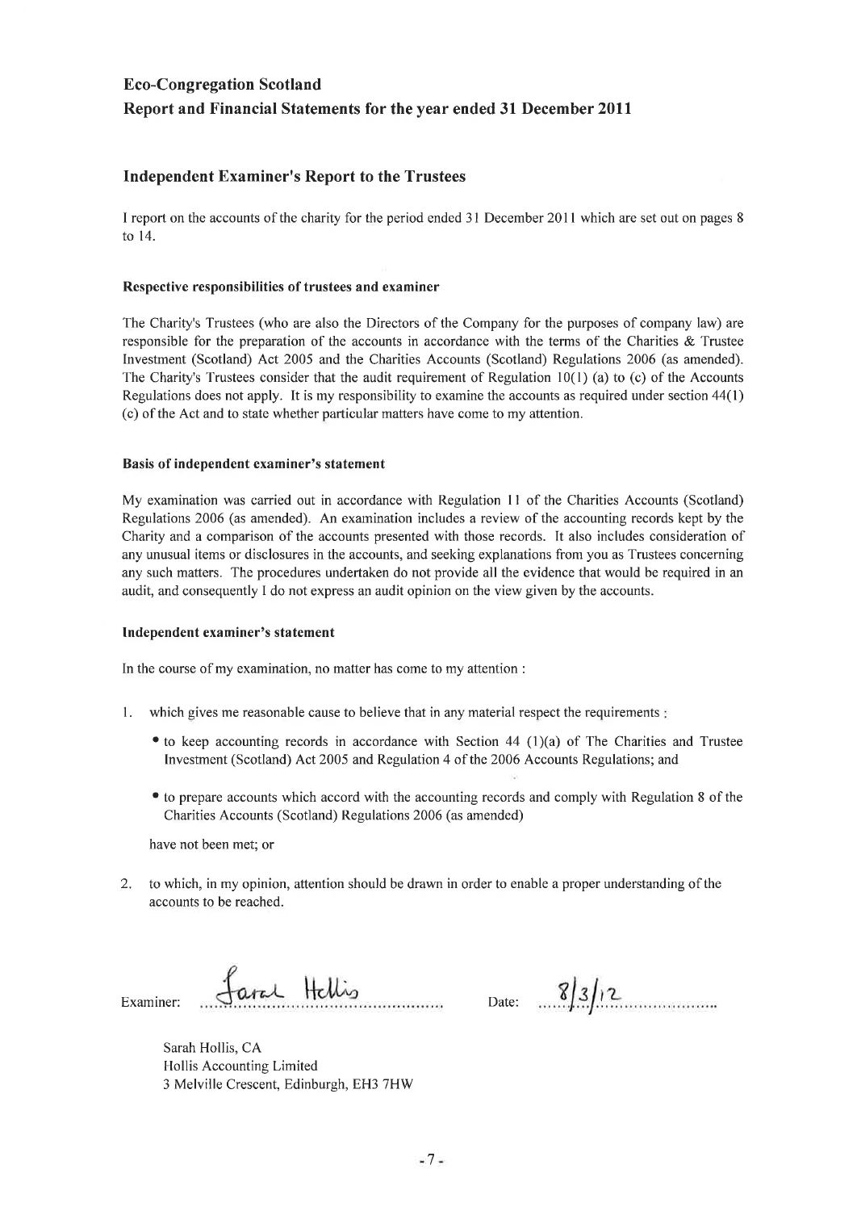# Eco-Congregation Scotland

## Report and Financial Statements for the year ended 31 December 2011

### Independent Examiner's Report to the Trustees

I report on the accounts of the charity for the period ended 31 December 2011 which are set out on pages 8 to 14.

#### Respective responsibilities of trustees and examiner

The Charity's Trustees (who are also the Directors of the Company for the purposes of company law) are responsible for the preparation of the accounts in accordance with the terms of the Charities & Trustee Investment (Scotland) Act 2005 and the Charities Accounts (Scotland) Regulations 2006 (as amended). The Charity's Trustees consider that the audit requirement of Regulation 10(1) (a) to (c) of the Accounts Regulations does not apply. It is my responsibility to examine the accounts as required under section 44(1) (c) of the Act and to state whether particular matters have come to my attention.

#### Basis of independent examiner's statement

My examination was carried out in accordance with Regulation 11 of the Charities Accounts (Scotland) Regulations 2006 (as amended). An examination includes a review of the accounting records kept by the Charity and a comparison of the accounts presented with those records. It also includes consideration of any unusual items or disclosures in the accounts, and seeking explanations from you as Trustees concerning any such matters. The procedures undertaken do not provide all the evidence that would be required in an audit, and consequently I do not express an audit opinion on the view given by the accounts.

#### Independent examiner's statement

In the course of my examination, no matter has come to my attention :

1. which gives me reasonable cause to believe that in any material respect the requirements :
   - to keep accounting records in accordance with Section 44 (1)(a) of The Charities and Trustee Investment (Scotland) Act 2005 and Regulation 4 of the 2006 Accounts Regulations; and
   - to prepare accounts which accord with the accounting records and comply with Regulation 8 of the Charities Accounts (Scotland) Regulations 2006 (as amended)

   have not been met; or

2. to which, in my opinion, attention should be drawn in order to enable a proper understanding of the accounts to be reached.

Examiner: Sarah Hollis &nbsp;&nbsp;&nbsp;&nbsp; Date: 8/3/12

Sarah Hollis, CA
Hollis Accounting Limited
3 Melville Crescent, Edinburgh, EH3 7HW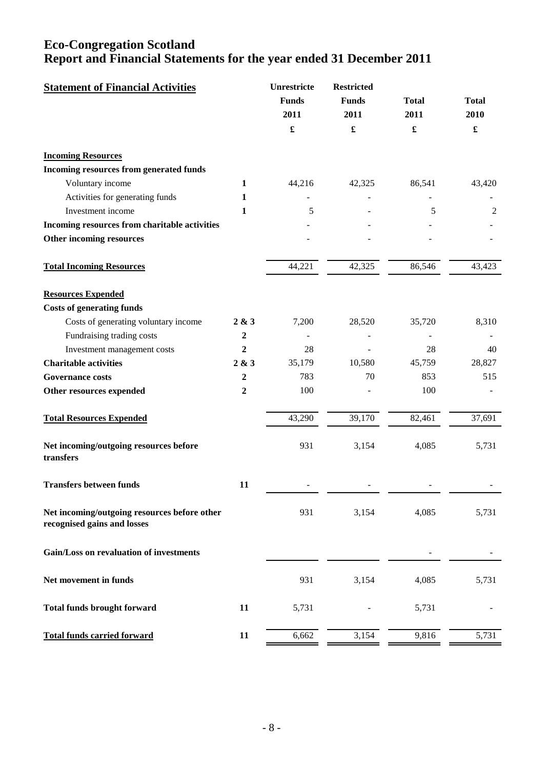# Eco-Congregation Scotland
# Report and Financial Statements for the year ended 31 December 2011

| Statement of Financial Activities | | Unrestricte Funds 2011 £ | Restricted Funds 2011 £ | Total 2011 £ | Total 2010 £ |
|---|---|---|---|---|---|
| **Incoming Resources** | | | | | |
| **Incoming resources from generated funds** | | | | | |
| Voluntary income | 1 | 44,216 | 42,325 | 86,541 | 43,420 |
| Activities for generating funds | 1 | - | - | - | - |
| Investment income | 1 | 5 | - | 5 | 2 |
| **Incoming resources from charitable activities** | | - | - | - | - |
| **Other incoming resources** | | - | - | - | - |
| **Total Incoming Resources** | | 44,221 | 42,325 | 86,546 | 43,423 |
| **Resources Expended** | | | | | |
| **Costs of generating funds** | | | | | |
| Costs of generating voluntary income | 2 & 3 | 7,200 | 28,520 | 35,720 | 8,310 |
| Fundraising trading costs | 2 | - | - | - | - |
| Investment management costs | 2 | 28 | - | 28 | 40 |
| **Charitable activities** | 2 & 3 | 35,179 | 10,580 | 45,759 | 28,827 |
| **Governance costs** | 2 | 783 | 70 | 853 | 515 |
| **Other resources expended** | 2 | 100 | - | 100 | - |
| **Total Resources Expended** | | 43,290 | 39,170 | 82,461 | 37,691 |
| **Net incoming/outgoing resources before transfers** | | 931 | 3,154 | 4,085 | 5,731 |
| **Transfers between funds** | 11 | - | - | - | - |
| **Net incoming/outgoing resources before other recognised gains and losses** | | 931 | 3,154 | 4,085 | 5,731 |
| **Gain/Loss on revaluation of investments** | | | | - | - |
| **Net movement in funds** | | 931 | 3,154 | 4,085 | 5,731 |
| **Total funds brought forward** | 11 | 5,731 | - | 5,731 | - |
| **Total funds carried forward** | 11 | 6,662 | 3,154 | 9,816 | 5,731 |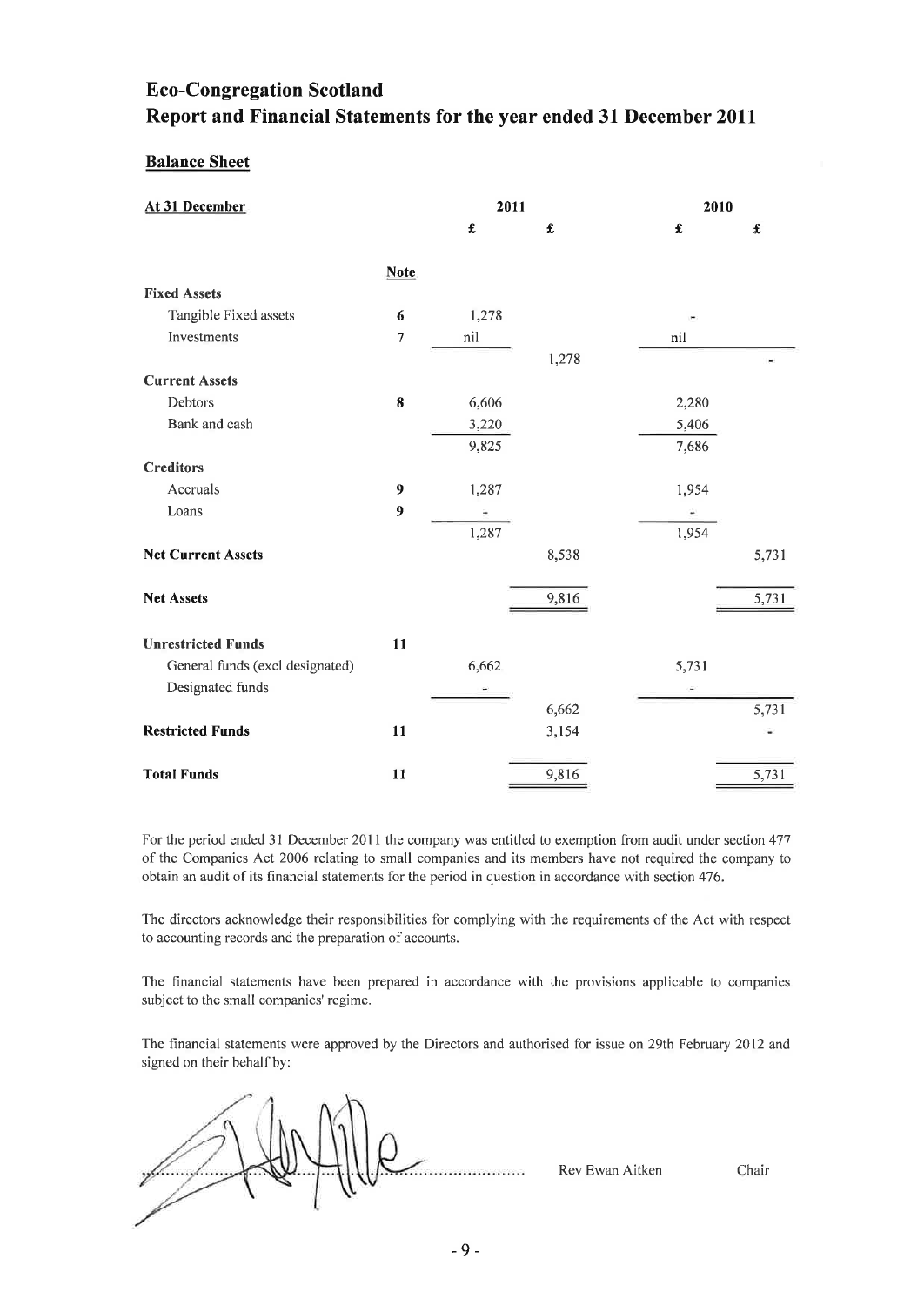# Eco-Congregation Scotland

## Report and Financial Statements for the year ended 31 December 2011

### Balance Sheet

| At 31 December | Note | 2011 £ | 2011 £ | 2010 £ | 2010 £ |
|---|---|---|---|---|---|
| **Fixed Assets** | | | | | |
| Tangible Fixed assets | 6 | 1,278 | | - | |
| Investments | 7 | nil | | nil | |
| | | | 1,278 | | - |
| **Current Assets** | | | | | |
| Debtors | 8 | 6,606 | | 2,280 | |
| Bank and cash | | 3,220 | | 5,406 | |
| | | 9,825 | | 7,686 | |
| **Creditors** | | | | | |
| Accruals | 9 | 1,287 | | 1,954 | |
| Loans | 9 | - | | - | |
| | | 1,287 | | 1,954 | |
| **Net Current Assets** | | | 8,538 | | 5,731 |
| **Net Assets** | | | 9,816 | | 5,731 |
| **Unrestricted Funds** | 11 | | | | |
| General funds (excl designated) | | 6,662 | | 5,731 | |
| Designated funds | | - | | - | |
| | | | 6,662 | | 5,731 |
| **Restricted Funds** | 11 | | 3,154 | | - |
| **Total Funds** | 11 | | 9,816 | | 5,731 |

For the period ended 31 December 2011 the company was entitled to exemption from audit under section 477 of the Companies Act 2006 relating to small companies and its members have not required the company to obtain an audit of its financial statements for the period in question in accordance with section 476.

The directors acknowledge their responsibilities for complying with the requirements of the Act with respect to accounting records and the preparation of accounts.

The financial statements have been prepared in accordance with the provisions applicable to companies subject to the small companies' regime.

The financial statements were approved by the Directors and authorised for issue on 29th February 2012 and signed on their behalf by:

.............................................. Rev Ewan Aitken Chair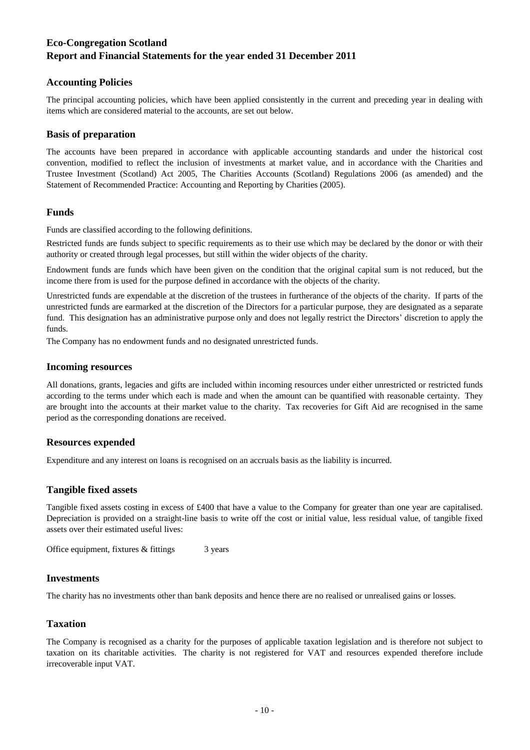# Eco-Congregation Scotland
## Report and Financial Statements for the year ended 31 December 2011

### Accounting Policies

The principal accounting policies, which have been applied consistently in the current and preceding year in dealing with items which are considered material to the accounts, are set out below.

### Basis of preparation

The accounts have been prepared in accordance with applicable accounting standards and under the historical cost convention, modified to reflect the inclusion of investments at market value, and in accordance with the Charities and Trustee Investment (Scotland) Act 2005, The Charities Accounts (Scotland) Regulations 2006 (as amended) and the Statement of Recommended Practice: Accounting and Reporting by Charities (2005).

### Funds

Funds are classified according to the following definitions.

Restricted funds are funds subject to specific requirements as to their use which may be declared by the donor or with their authority or created through legal processes, but still within the wider objects of the charity.

Endowment funds are funds which have been given on the condition that the original capital sum is not reduced, but the income there from is used for the purpose defined in accordance with the objects of the charity.

Unrestricted funds are expendable at the discretion of the trustees in furtherance of the objects of the charity. If parts of the unrestricted funds are earmarked at the discretion of the Directors for a particular purpose, they are designated as a separate fund. This designation has an administrative purpose only and does not legally restrict the Directors' discretion to apply the funds.

The Company has no endowment funds and no designated unrestricted funds.

### Incoming resources

All donations, grants, legacies and gifts are included within incoming resources under either unrestricted or restricted funds according to the terms under which each is made and when the amount can be quantified with reasonable certainty. They are brought into the accounts at their market value to the charity. Tax recoveries for Gift Aid are recognised in the same period as the corresponding donations are received.

### Resources expended

Expenditure and any interest on loans is recognised on an accruals basis as the liability is incurred.

### Tangible fixed assets

Tangible fixed assets costing in excess of £400 that have a value to the Company for greater than one year are capitalised. Depreciation is provided on a straight-line basis to write off the cost or initial value, less residual value, of tangible fixed assets over their estimated useful lives:

Office equipment, fixtures & fittings 3 years

### Investments

The charity has no investments other than bank deposits and hence there are no realised or unrealised gains or losses.

### Taxation

The Company is recognised as a charity for the purposes of applicable taxation legislation and is therefore not subject to taxation on its charitable activities. The charity is not registered for VAT and resources expended therefore include irrecoverable input VAT.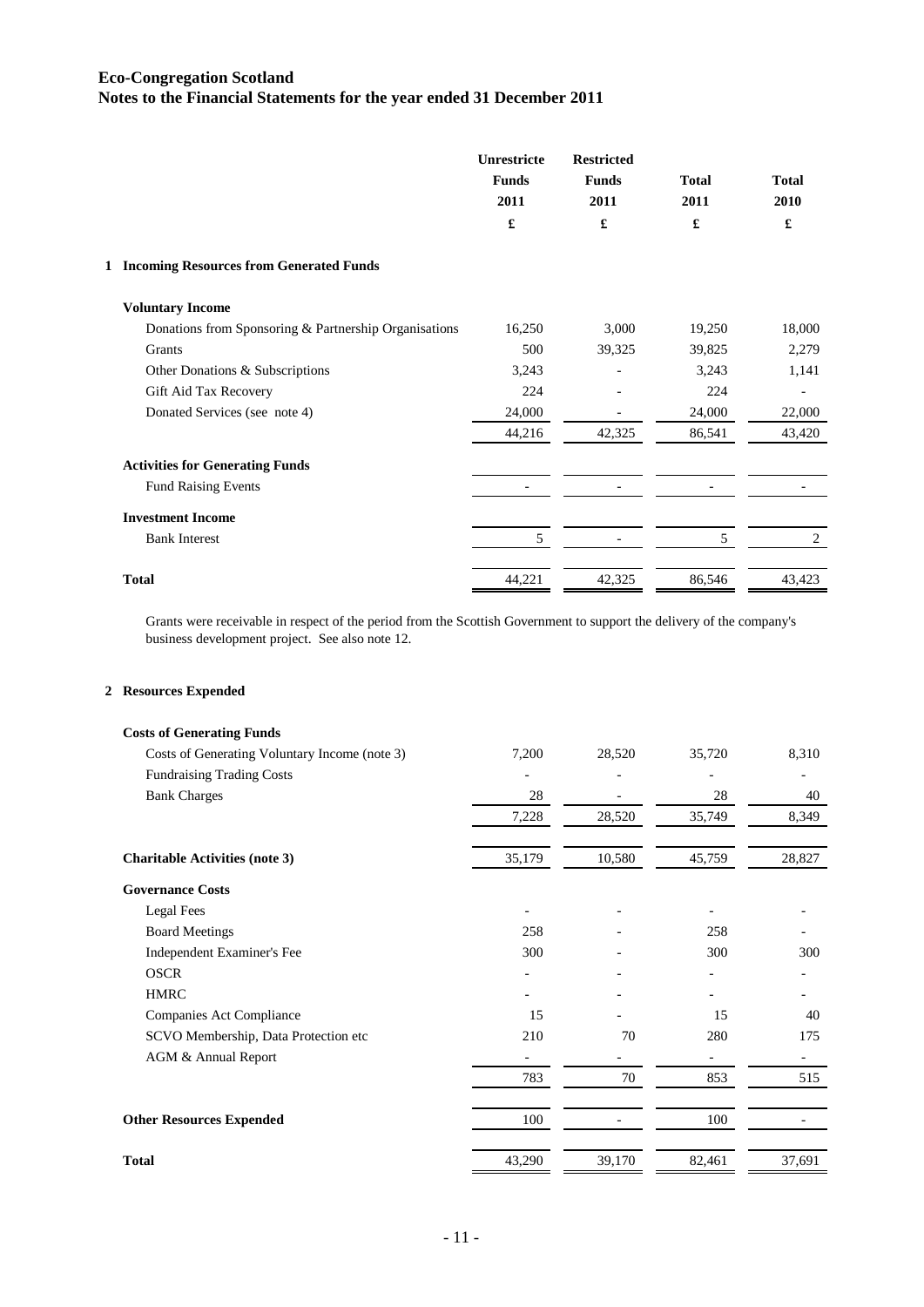# Eco-Congregation Scotland
## Notes to the Financial Statements for the year ended 31 December 2011

| | Unrestricte Funds 2011 £ | Restricted Funds 2011 £ | Total 2011 £ | Total 2010 £ |
|---|---|---|---|---|
| **1 Incoming Resources from Generated Funds** | | | | |
| **Voluntary Income** | | | | |
| Donations from Sponsoring & Partnership Organisations | 16,250 | 3,000 | 19,250 | 18,000 |
| Grants | 500 | 39,325 | 39,825 | 2,279 |
| Other Donations & Subscriptions | 3,243 | - | 3,243 | 1,141 |
| Gift Aid Tax Recovery | 224 | - | 224 | - |
| Donated Services (see note 4) | 24,000 | - | 24,000 | 22,000 |
| | 44,216 | 42,325 | 86,541 | 43,420 |
| **Activities for Generating Funds** | | | | |
| Fund Raising Events | - | - | - | - |
| **Investment Income** | | | | |
| Bank Interest | 5 | - | 5 | 2 |
| **Total** | 44,221 | 42,325 | 86,546 | 43,423 |

Grants were receivable in respect of the period from the Scottish Government to support the delivery of the company's business development project. See also note 12.

| | Unrestricte Funds 2011 £ | Restricted Funds 2011 £ | Total 2011 £ | Total 2010 £ |
|---|---|---|---|---|
| **2 Resources Expended** | | | | |
| **Costs of Generating Funds** | | | | |
| Costs of Generating Voluntary Income (note 3) | 7,200 | 28,520 | 35,720 | 8,310 |
| Fundraising Trading Costs | - | - | - | - |
| Bank Charges | 28 | - | 28 | 40 |
| | 7,228 | 28,520 | 35,749 | 8,349 |
| **Charitable Activities (note 3)** | 35,179 | 10,580 | 45,759 | 28,827 |
| **Governance Costs** | | | | |
| Legal Fees | - | - | - | - |
| Board Meetings | 258 | - | 258 | - |
| Independent Examiner's Fee | 300 | - | 300 | 300 |
| OSCR | - | - | - | - |
| HMRC | - | - | - | - |
| Companies Act Compliance | 15 | - | 15 | 40 |
| SCVO Membership, Data Protection etc | 210 | 70 | 280 | 175 |
| AGM & Annual Report | - | - | - | - |
| | 783 | 70 | 853 | 515 |
| **Other Resources Expended** | 100 | - | 100 | - |
| **Total** | 43,290 | 39,170 | 82,461 | 37,691 |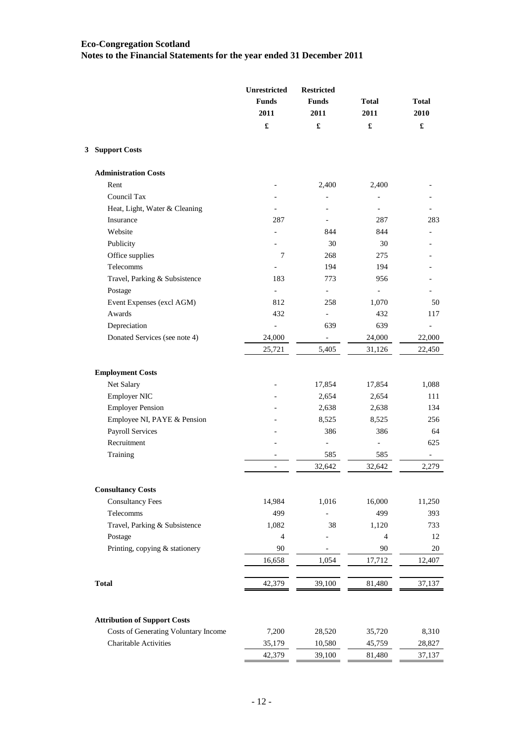# Eco-Congregation Scotland

## Notes to the Financial Statements for the year ended 31 December 2011

| | Unrestricted Funds 2011 £ | Restricted Funds 2011 £ | Total 2011 £ | Total 2010 £ |
|---|---|---|---|---|
| **3 Support Costs** | | | | |
| **Administration Costs** | | | | |
| Rent | - | 2,400 | 2,400 | - |
| Council Tax | - | - | - | - |
| Heat, Light, Water & Cleaning | - | - | - | - |
| Insurance | 287 | - | 287 | 283 |
| Website | - | 844 | 844 | - |
| Publicity | - | 30 | 30 | - |
| Office supplies | 7 | 268 | 275 | - |
| Telecomms | - | 194 | 194 | - |
| Travel, Parking & Subsistence | 183 | 773 | 956 | - |
| Postage | - | - | - | - |
| Event Expenses (excl AGM) | 812 | 258 | 1,070 | 50 |
| Awards | 432 | - | 432 | 117 |
| Depreciation | - | 639 | 639 | - |
| Donated Services (see note 4) | 24,000 | - | 24,000 | 22,000 |
| | 25,721 | 5,405 | 31,126 | 22,450 |
| **Employment Costs** | | | | |
| Net Salary | - | 17,854 | 17,854 | 1,088 |
| Employer NIC | - | 2,654 | 2,654 | 111 |
| Employer Pension | - | 2,638 | 2,638 | 134 |
| Employee NI, PAYE & Pension | - | 8,525 | 8,525 | 256 |
| Payroll Services | - | 386 | 386 | 64 |
| Recruitment | - | - | - | 625 |
| Training | - | 585 | 585 | - |
| | - | 32,642 | 32,642 | 2,279 |
| **Consultancy Costs** | | | | |
| Consultancy Fees | 14,984 | 1,016 | 16,000 | 11,250 |
| Telecomms | 499 | - | 499 | 393 |
| Travel, Parking & Subsistence | 1,082 | 38 | 1,120 | 733 |
| Postage | 4 | - | 4 | 12 |
| Printing, copying & stationery | 90 | - | 90 | 20 |
| | 16,658 | 1,054 | 17,712 | 12,407 |
| **Total** | 42,379 | 39,100 | 81,480 | 37,137 |
| **Attribution of Support Costs** | | | | |
| Costs of Generating Voluntary Income | 7,200 | 28,520 | 35,720 | 8,310 |
| Charitable Activities | 35,179 | 10,580 | 45,759 | 28,827 |
| | 42,379 | 39,100 | 81,480 | 37,137 |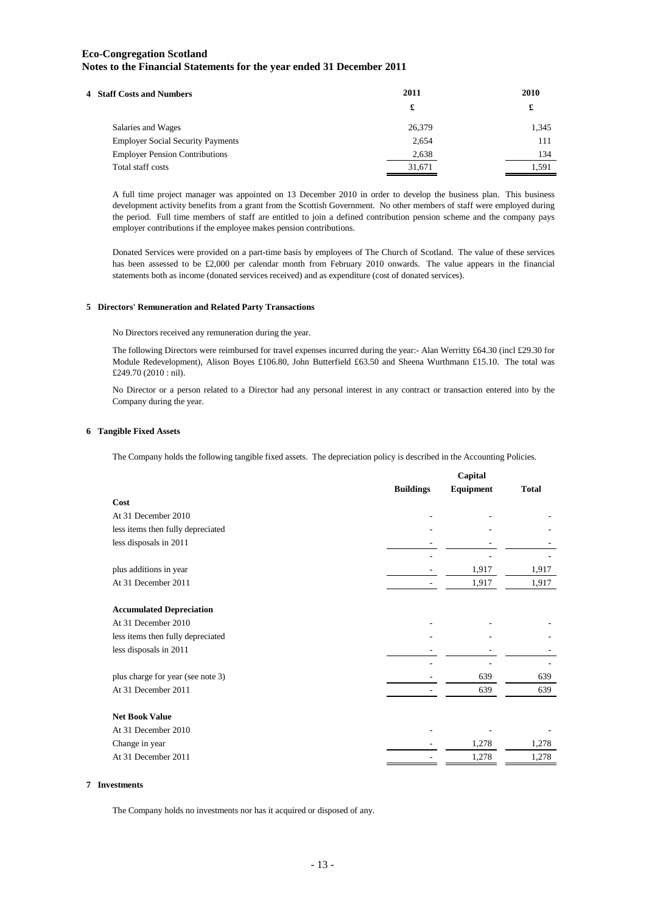**Eco-Congregation Scotland**
**Notes to the Financial Statements for the year ended 31 December 2011**

**4 Staff Costs and Numbers**

| | 2011 | 2010 |
|---|---|---|
| | £ | £ |
| Salaries and Wages | 26,379 | 1,345 |
| Employer Social Security Payments | 2,654 | 111 |
| Employer Pension Contributions | 2,638 | 134 |
| Total staff costs | 31,671 | 1,591 |

A full time project manager was appointed on 13 December 2010 in order to develop the business plan. This business development activity benefits from a grant from the Scottish Government. No other members of staff were employed during the period. Full time members of staff are entitled to join a defined contribution pension scheme and the company pays employer contributions if the employee makes pension contributions.

Donated Services were provided on a part-time basis by employees of The Church of Scotland. The value of these services has been assessed to be £2,000 per calendar month from February 2010 onwards. The value appears in the financial statements both as income (donated services received) and as expenditure (cost of donated services).

**5 Directors' Remuneration and Related Party Transactions**

No Directors received any remuneration during the year.

The following Directors were reimbursed for travel expenses incurred during the year:- Alan Werritty £64.30 (incl £29.30 for Module Redevelopment), Alison Boyes £106.80, John Butterfield £63.50 and Sheena Wurthmann £15.10. The total was £249.70 (2010 : nil).

No Director or a person related to a Director had any personal interest in any contract or transaction entered into by the Company during the year.

**6 Tangible Fixed Assets**

The Company holds the following tangible fixed assets. The depreciation policy is described in the Accounting Policies.

| | Buildings | Capital Equipment | Total |
|---|---|---|---|
| **Cost** | | | |
| At 31 December 2010 | - | - | - |
| less items then fully depreciated | - | - | - |
| less disposals in 2011 | - | - | - |
| | - | - | - |
| plus additions in year | - | 1,917 | 1,917 |
| At 31 December 2011 | - | 1,917 | 1,917 |
| **Accumulated Depreciation** | | | |
| At 31 December 2010 | - | - | - |
| less items then fully depreciated | - | - | - |
| less disposals in 2011 | - | - | - |
| | - | - | - |
| plus charge for year (see note 3) | - | 639 | 639 |
| At 31 December 2011 | - | 639 | 639 |
| **Net Book Value** | | | |
| At 31 December 2010 | - | - | - |
| Change in year | - | 1,278 | 1,278 |
| At 31 December 2011 | - | 1,278 | 1,278 |

**7 Investments**

The Company holds no investments nor has it acquired or disposed of any.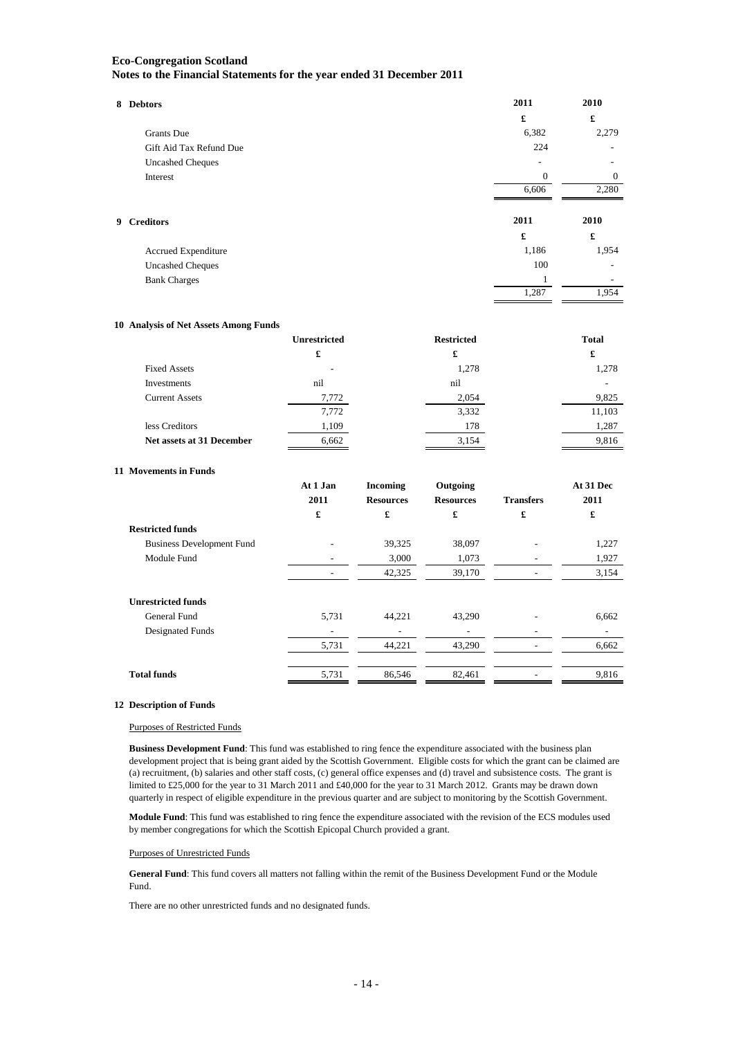**Eco-Congregation Scotland**
**Notes to the Financial Statements for the year ended 31 December 2011**

## 8 Debtors

| | 2011 | 2010 |
|---|---|---|
| | £ | £ |
| Grants Due | 6,382 | 2,279 |
| Gift Aid Tax Refund Due | 224 | - |
| Uncashed Cheques | - | - |
| Interest | 0 | 0 |
| | 6,606 | 2,280 |

## 9 Creditors

| | 2011 | 2010 |
|---|---|---|
| | £ | £ |
| Accrued Expenditure | 1,186 | 1,954 |
| Uncashed Cheques | 100 | - |
| Bank Charges | 1 | - |
| | 1,287 | 1,954 |

## 10 Analysis of Net Assets Among Funds

| | Unrestricted | Restricted | Total |
|---|---|---|---|
| | £ | £ | £ |
| Fixed Assets | - | 1,278 | 1,278 |
| Investments | nil | nil | - |
| Current Assets | 7,772 | 2,054 | 9,825 |
| | 7,772 | 3,332 | 11,103 |
| less Creditors | 1,109 | 178 | 1,287 |
| **Net assets at 31 December** | 6,662 | 3,154 | 9,816 |

## 11 Movements in Funds

| | At 1 Jan 2011 | Incoming Resources | Outgoing Resources | Transfers | At 31 Dec 2011 |
|---|---|---|---|---|---|
| | £ | £ | £ | £ | £ |
| **Restricted funds** | | | | | |
| Business Development Fund | - | 39,325 | 38,097 | - | 1,227 |
| Module Fund | - | 3,000 | 1,073 | - | 1,927 |
| | - | 42,325 | 39,170 | - | 3,154 |
| **Unrestricted funds** | | | | | |
| General Fund | 5,731 | 44,221 | 43,290 | - | 6,662 |
| Designated Funds | - | - | - | - | - |
| | 5,731 | 44,221 | 43,290 | - | 6,662 |
| **Total funds** | 5,731 | 86,546 | 82,461 | - | 9,816 |

## 12 Description of Funds

Purposes of Restricted Funds

**Business Development Fund**: This fund was established to ring fence the expenditure associated with the business plan development project that is being grant aided by the Scottish Government. Eligible costs for which the grant can be claimed are (a) recruitment, (b) salaries and other staff costs, (c) general office expenses and (d) travel and subsistence costs. The grant is limited to £25,000 for the year to 31 March 2011 and £40,000 for the year to 31 March 2012. Grants may be drawn down quarterly in respect of eligible expenditure in the previous quarter and are subject to monitoring by the Scottish Government.

**Module Fund**: This fund was established to ring fence the expenditure associated with the revision of the ECS modules used by member congregations for which the Scottish Epicopal Church provided a grant.

Purposes of Unrestricted Funds

**General Fund**: This fund covers all matters not falling within the remit of the Business Development Fund or the Module Fund.

There are no other unrestricted funds and no designated funds.